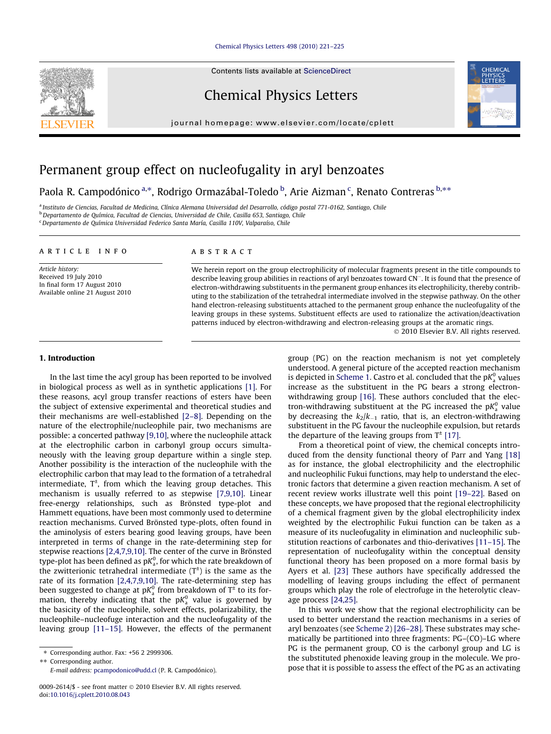# Permanent group effect on nucleofugality in aryl benzoates

Paola R. Campodónico [a,*], Rodrigo Ormazábal-Toledo [b], Arie Aizman [c], Renato Contreras [b,**]

[a] Instituto de Ciencias, Facultad de Medicina, Clínica Alemana Universidad del Desarrollo, código postal 771-0162, Santiago, Chile
[b] Departamento de Química, Facultad de Ciencias, Universidad de Chile, Casilla 653, Santiago, Chile
[c] Departamento de Química Universidad Federico Santa María, Casilla 110V, Valparaíso, Chile

**ARTICLE INFO**

*Article history:*
Received 19 July 2010
In final form 17 August 2010
Available online 21 August 2010

**ABSTRACT**

We herein report on the group electrophilicity of molecular fragments present in the title compounds to describe leaving group abilities in reactions of aryl benzoates toward $CN^-$. It is found that the presence of electron-withdrawing substituents in the permanent group enhances its electrophilicity, thereby contributing to the stabilization of the tetrahedral intermediate involved in the stepwise pathway. On the other hand electron-releasing substituents attached to the permanent group enhance the nucleofugality of the leaving groups in these systems. Substituent effects are used to rationalize the activation/deactivation patterns induced by electron-withdrawing and electron-releasing groups at the aromatic rings.

© 2010 Elsevier B.V. All rights reserved.

## 1. Introduction

In the last time the acyl group has been reported to be involved in biological process as well as in synthetic applications [1]. For these reasons, acyl group transfer reactions of esters have been the subject of extensive experimental and theoretical studies and their mechanisms are well-established [2–8]. Depending on the nature of the electrophile/nucleophile pair, two mechanisms are possible: a concerted pathway [9,10], where the nucleophile attack at the electrophilic carbon in carbonyl group occurs simultaneously with the leaving group departure within a single step. Another possibility is the interaction of the nucleophile with the electrophilic carbon that may lead to the formation of a tetrahedral intermediate, $T^{\pm}$, from which the leaving group detaches. This mechanism is usually referred to as stepwise [7,9,10]. Linear free-energy relationships, such as Brönsted type-plot and Hammett equations, have been most commonly used to determine reaction mechanisms. Curved Brönsted type-plots, often found in the aminolysis of esters bearing good leaving groups, have been interpreted in terms of change in the rate-determining step for stepwise reactions [2,4,7,9,10]. The center of the curve in Brönsted type-plot has been defined as $pK_a^0$, for which the rate breakdown of the zwitterionic tetrahedral intermediate ($T^{\pm}$) is the same as the rate of its formation [2,4,7,9,10]. The rate-determining step has been suggested to change at $pK_a^0$ from breakdown of $T^{\pm}$ to its formation, thereby indicating that the $pK_a^0$ value is governed by the basicity of the nucleophile, solvent effects, polarizability, the nucleophile–nucleofuge interaction and the nucleofugality of the leaving group [11–15]. However, the effects of the permanent group (PG) on the reaction mechanism is not yet completely understood. A general picture of the accepted reaction mechanism is depicted in Scheme 1. Castro et al. concluded that the $pK_a^0$ values increase as the substituent in the PG bears a strong electron-withdrawing group [16]. These authors concluded that the electron-withdrawing substituent at the PG increased the $pK_a^0$ value by decreasing the $k_2/k_{-1}$ ratio, that is, an electron-withdrawing substituent in the PG favour the nucleophile expulsion, but retards the departure of the leaving groups from $T^{\pm}$ [17].

From a theoretical point of view, the chemical concepts introduced from the density functional theory of Parr and Yang [18] as for instance, the global electrophilicity and the electrophilic and nucleophilic Fukui functions, may help to understand the electronic factors that determine a given reaction mechanism. A set of recent review works illustrate well this point [19–22]. Based on these concepts, we have proposed that the regional electrophilicity of a chemical fragment given by the global electrophilicity index weighted by the electrophilic Fukui function can be taken as a measure of its nucleofugality in elimination and nucleophilic substitution reactions of carbonates and thio-derivatives [11–15]. The representation of nucleofugality within the conceptual density functional theory has been proposed on a more formal basis by Ayers et al. [23] These authors have specifically addressed the modelling of leaving groups including the effect of permanent groups which play the role of electrofuge in the heterolytic cleavage process [24,25].

In this work we show that the regional electrophilicity can be used to better understand the reaction mechanisms in a series of aryl benzoates (see Scheme 2) [26–28]. These substrates may schematically be partitioned into three fragments: PG–(CO)–LG where PG is the permanent group, CO is the carbonyl group and LG is the substituted phenoxide leaving group in the molecule. We propose that it is possible to assess the effect of the PG as an activating

---

\* Corresponding author. Fax: +56 2 2999306.
\*\* Corresponding author.
E-mail address: pcampodonico@udd.cl (P. R. Campodónico).

0009-2614/$ - see front matter © 2010 Elsevier B.V. All rights reserved.
doi:10.1016/j.cplett.2010.08.043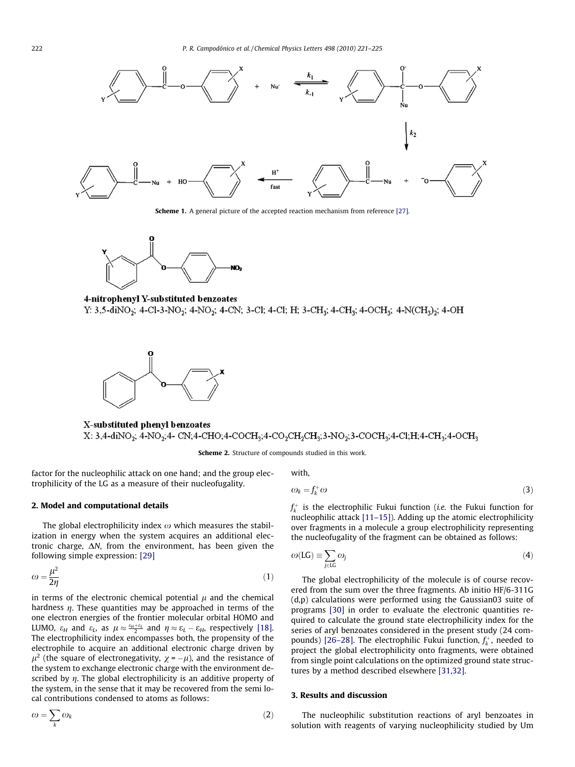**Scheme 1.** A general picture of the accepted reaction mechanism from reference [27].

4-nitrophenyl Y-substituted benzoates

Y: 3,5-di$NO_2$; 4-Cl-3-$NO_2$; 4-$NO_2$; 4-CN; 3-Cl; 4-Cl; H; 3-$CH_3$; 4-$CH_3$; 4-$OCH_3$; 4-N$(CH_3)_2$; 4-OH

X-substituted phenyl benzoates

X: 3,4-di$NO_2$; 4-$NO_2$;4- CN;4-CHO;4-$COCH_3$;4-$CO_2CH_2CH_3$;3-$NO_2$;3-$COCH_3$;4-Cl;H;4-$CH_3$;4-$OCH_3$

**Scheme 2.** Structure of compounds studied in this work.

factor for the nucleophilic attack on one hand; and the group electrophilicity of the LG as a measure of their nucleofugality.

## 2. Model and computational details

The global electrophilicity index $\omega$ which measures the stabilization in energy when the system acquires an additional electronic charge, $\Delta N$, from the environment, has been given the following simple expression: [29]

$$\omega = \frac{\mu^2}{2\eta} \tag{1}$$

in terms of the electronic chemical potential $\mu$ and the chemical hardness $\eta$. These quantities may be approached in terms of the one electron energies of the frontier molecular orbital HOMO and LUMO, $\varepsilon_H$ and $\varepsilon_L$, as $\mu \approx \frac{\varepsilon_H + \varepsilon_L}{2}$ and $\eta \approx \varepsilon_L - \varepsilon_H$, respectively [18]. The electrophilicity index encompasses both, the propensity of the electrophile to acquire an additional electronic charge driven by $\mu^2$ (the square of electronegativity, $\chi = -\mu$), and the resistance of the system to exchange electronic charge with the environment described by $\eta$. The global electrophilicity is an additive property of the system, in the sense that it may be recovered from the sum of the semi local contributions condensed to atoms as follows:

$$\omega = \sum_k \omega_k \tag{2}$$

with,

$$\omega_k = f_k^+ \omega \tag{3}$$

$f_k^+$ is the electrophilic Fukui function (*i.e.* the Fukui function for nucleophilic attack [11–15]). Adding up the atomic electrophilicity over fragments in a molecule a group electrophilicity representing the nucleofugality of the fragment can be obtained as follows:

$$\omega(\mathrm{LG}) \equiv \sum_{j \in \mathrm{LG}} \omega_j \tag{4}$$

The global electrophilicity of the molecule is of course recovered from the sum over the three fragments. Ab initio HF/6-311G (d,p) calculations were performed using the Gaussian03 suite of programs [30] in order to evaluate the electronic quantities required to calculate the ground state electrophilicity index for the series of aryl benzoates considered in the present study (24 compounds) [26–28]. The electrophilic Fukui function, $f_k^+$, needed to project the global electrophilicity onto fragments, were obtained from single point calculations on the optimized ground state structures by a method described elsewhere [31,32].

## 3. Results and discussion

The nucleophilic substitution reactions of aryl benzoates in solution with reagents of varying nucleophilicity studied by Um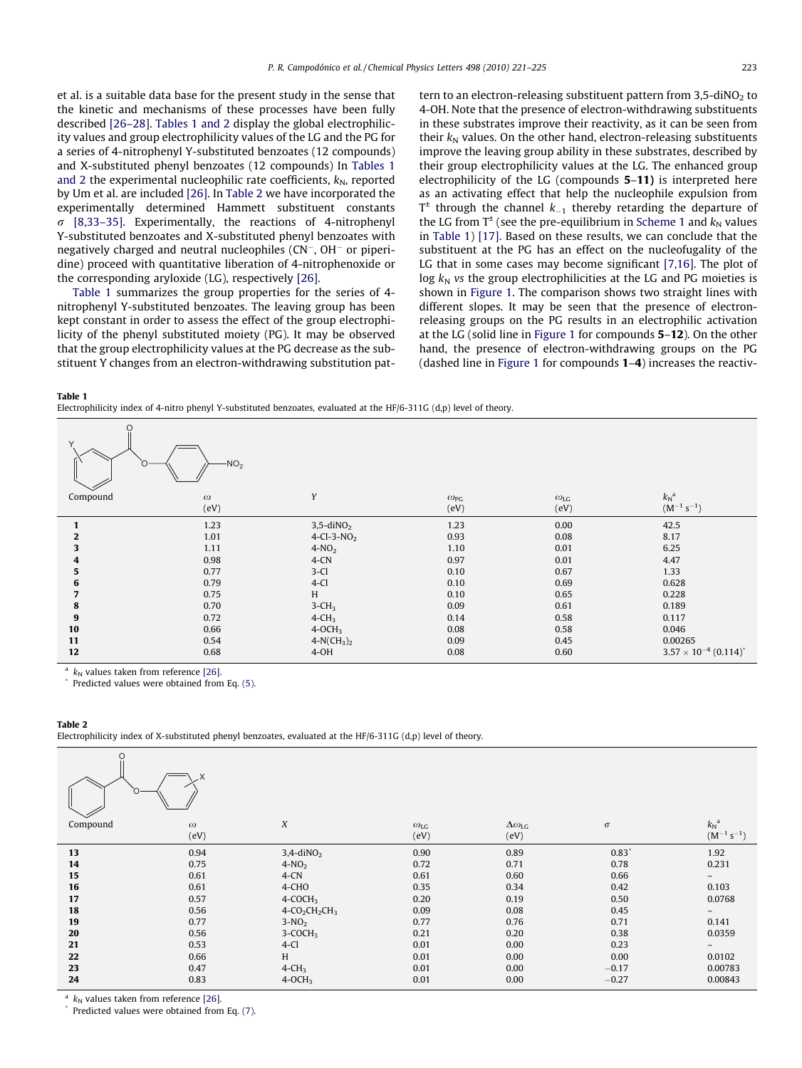et al. is a suitable data base for the present study in the sense that the kinetic and mechanisms of these processes have been fully described [26–28]. Tables 1 and 2 display the global electrophilicity values and group electrophilicity values of the LG and the PG for a series of 4-nitrophenyl Y-substituted benzoates (12 compounds) and X-substituted phenyl benzoates (12 compounds) In Tables 1 and 2 the experimental nucleophilic rate coefficients, $k_N$, reported by Um et al. are included [26]. In Table 2 we have incorporated the experimentally determined Hammett substituent constants $\sigma$ [8,33–35]. Experimentally, the reactions of 4-nitrophenyl Y-substituted benzoates and X-substituted phenyl benzoates with negatively charged and neutral nucleophiles ($CN^-$, $OH^-$ or piperidine) proceed with quantitative liberation of 4-nitrophenoxide or the corresponding aryloxide (LG), respectively [26].

Table 1 summarizes the group properties for the series of 4-nitrophenyl Y-substituted benzoates. The leaving group has been kept constant in order to assess the effect of the group electrophilicity of the phenyl substituted moiety (PG). It may be observed that the group electrophilicity values at the PG decrease as the substituent Y changes from an electron-withdrawing substitution pattern to an electron-releasing substituent pattern from 3,5-di$NO_2$ to 4-OH. Note that the presence of electron-withdrawing substituents in these substrates improve their reactivity, as it can be seen from their $k_N$ values. On the other hand, electron-releasing substituents improve the leaving group ability in these substrates, described by their group electrophilicity values at the LG. The enhanced group electrophilicity of the LG (compounds **5–11**) is interpreted here as an activating effect that help the nucleophile expulsion from $T^{\pm}$ through the channel $k_{-1}$ thereby retarding the departure of the LG from $T^{\pm}$ (see the pre-equilibrium in Scheme 1 and $k_N$ values in Table 1) [17]. Based on these results, we can conclude that the substituent at the PG has an effect on the nucleofugality of the LG that in some cases may become significant [7,16]. The plot of log $k_N$ *vs* the group electrophilicities at the LG and PG moieties is shown in Figure 1. The comparison shows two straight lines with different slopes. It may be seen that the presence of electron-releasing groups on the PG results in an electrophilic activation at the LG (solid line in Figure 1 for compounds **5–12**). On the other hand, the presence of electron-withdrawing groups on the PG (dashed line in Figure 1 for compounds **1–4**) increases the reactiv-

**Table 1**
Electrophilicity index of 4-nitro phenyl Y-substituted benzoates, evaluated at the HF/6-311G (d,p) level of theory.

| Compound | $\omega$ (eV) | Y | $\omega_{PG}$ (eV) | $\omega_{LG}$ (eV) | $k_N$[a] ($M^{-1}\ s^{-1}$) |
|---|---|---|---|---|---|
| **1** | 1.23 | 3,5-di$NO_2$ | 1.23 | 0.00 | 42.5 |
| **2** | 1.01 | 4-Cl-3-$NO_2$ | 0.93 | 0.08 | 8.17 |
| **3** | 1.11 | 4-$NO_2$ | 1.10 | 0.01 | 6.25 |
| **4** | 0.98 | 4-CN | 0.97 | 0.01 | 4.47 |
| **5** | 0.77 | 3-Cl | 0.10 | 0.67 | 1.33 |
| **6** | 0.79 | 4-Cl | 0.10 | 0.69 | 0.628 |
| **7** | 0.75 | H | 0.10 | 0.65 | 0.228 |
| **8** | 0.70 | 3-$CH_3$ | 0.09 | 0.61 | 0.189 |
| **9** | 0.72 | 4-$CH_3$ | 0.14 | 0.58 | 0.117 |
| **10** | 0.66 | 4-$OCH_3$ | 0.08 | 0.58 | 0.046 |
| **11** | 0.54 | 4-$N(CH_3)_2$ | 0.09 | 0.45 | 0.00265 |
| **12** | 0.68 | 4-OH | 0.08 | 0.60 | $3.57 \times 10^{-4}$ (0.114)* |

[a] $k_N$ values taken from reference [26].
\* Predicted values were obtained from Eq. (5).

**Table 2**
Electrophilicity index of X-substituted phenyl benzoates, evaluated at the HF/6-311G (d,p) level of theory.

| Compound | $\omega$ (eV) | X | $\omega_{LG}$ (eV) | $\Delta\omega_{LG}$ (eV) | $\sigma$ | $k_N$[a] ($M^{-1}\ s^{-1}$) |
|---|---|---|---|---|---|---|
| **13** | 0.94 | 3,4-di$NO_2$ | 0.90 | 0.89 | 0.83* | 1.92 |
| **14** | 0.75 | 4-$NO_2$ | 0.72 | 0.71 | 0.78 | 0.231 |
| **15** | 0.61 | 4-CN | 0.61 | 0.60 | 0.66 | – |
| **16** | 0.61 | 4-CHO | 0.35 | 0.34 | 0.42 | 0.103 |
| **17** | 0.57 | 4-$COCH_3$ | 0.20 | 0.19 | 0.50 | 0.0768 |
| **18** | 0.56 | 4-$CO_2CH_2CH_3$ | 0.09 | 0.08 | 0.45 | – |
| **19** | 0.77 | 3-$NO_2$ | 0.77 | 0.76 | 0.71 | 0.141 |
| **20** | 0.56 | 3-$COCH_3$ | 0.21 | 0.20 | 0.38 | 0.0359 |
| **21** | 0.53 | 4-Cl | 0.01 | 0.00 | 0.23 | – |
| **22** | 0.66 | H | 0.01 | 0.00 | 0.00 | 0.0102 |
| **23** | 0.47 | 4-$CH_3$ | 0.01 | 0.00 | −0.17 | 0.00783 |
| **24** | 0.83 | 4-$OCH_3$ | 0.01 | 0.00 | −0.27 | 0.00843 |

[a] $k_N$ values taken from reference [26].
\* Predicted values were obtained from Eq. (7).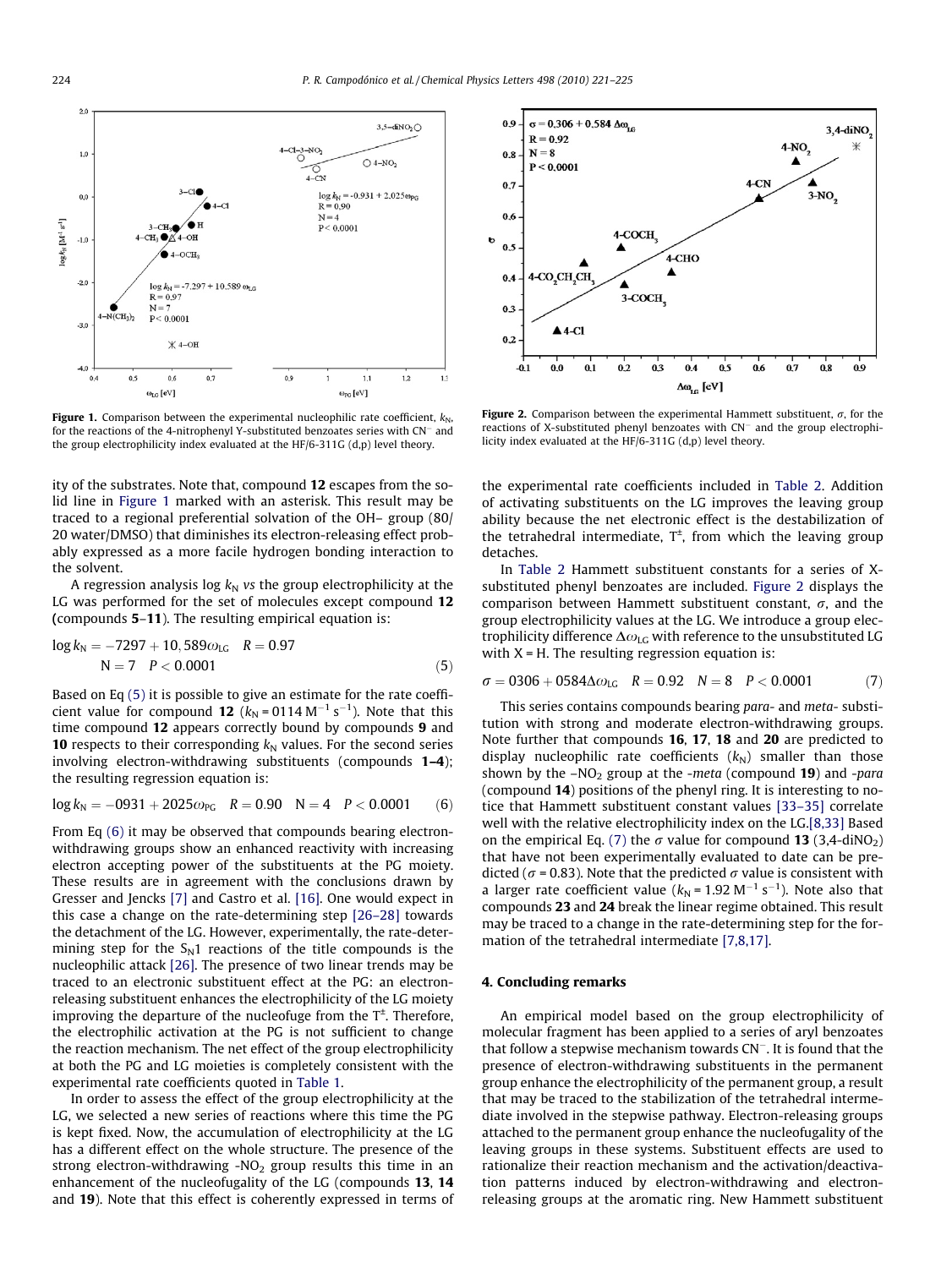Figure 1. Comparison between the experimental nucleophilic rate coefficient, $k_N$, for the reactions of the 4-nitrophenyl Y-substituted benzoates series with $CN^-$ and the group electrophilicity index evaluated at the HF/6-311G (d,p) level theory.

Figure 2. Comparison between the experimental Hammett substituent, $\sigma$, for the reactions of X-substituted phenyl benzoates with $CN^-$ and the group electrophilicity index evaluated at the HF/6-311G (d,p) level theory.

ity of the substrates. Note that, compound **12** escapes from the solid line in Figure 1 marked with an asterisk. This result may be traced to a regional preferential solvation of the OH– group (80/20 water/DMSO) that diminishes its electron-releasing effect probably expressed as a more facile hydrogen bonding interaction to the solvent.

A regression analysis log $k_N$ *vs* the group electrophilicity at the LG was performed for the set of molecules except compound **12** (compounds **5**–**11**). The resulting empirical equation is:

$$\log k_N = -7297 + 10,589\omega_{LG} \quad R = 0.97$$
$$N = 7 \quad P < 0.0001 \qquad (5)$$

Based on Eq (5) it is possible to give an estimate for the rate coefficient value for compound **12** ($k_N$ = 0114 $M^{-1}$ $s^{-1}$). Note that this time compound **12** appears correctly bound by compounds **9** and **10** respects to their corresponding $k_N$ values. For the second series involving electron-withdrawing substituents (compounds **1**–**4**); the resulting regression equation is:

$$\log k_N = -0931 + 2025\omega_{PG} \quad R = 0.90 \quad N = 4 \quad P < 0.0001 \qquad (6)$$

From Eq (6) it may be observed that compounds bearing electron-withdrawing groups show an enhanced reactivity with increasing electron accepting power of the substituents at the PG moiety. These results are in agreement with the conclusions drawn by Gresser and Jencks [7] and Castro et al. [16]. One would expect in this case a change on the rate-determining step [26–28] towards the detachment of the LG. However, experimentally, the rate-determining step for the $S_N1$ reactions of the title compounds is the nucleophilic attack [26]. The presence of two linear trends may be traced to an electronic substituent effect at the PG: an electron-releasing substituent enhances the electrophilicity of the LG moiety improving the departure of the nucleofuge from the $T^{\pm}$. Therefore, the electrophilic activation at the PG is not sufficient to change the reaction mechanism. The net effect of the group electrophilicity at both the PG and LG moieties is completely consistent with the experimental rate coefficients quoted in Table 1.

In order to assess the effect of the group electrophilicity at the LG, we selected a new series of reactions where this time the PG is kept fixed. Now, the accumulation of electrophilicity at the LG has a different effect on the whole structure. The presence of the strong electron-withdrawing -$NO_2$ group results this time in an enhancement of the nucleofugality of the LG (compounds **13**, **14** and **19**). Note that this effect is coherently expressed in terms of the experimental rate coefficients included in Table 2. Addition of activating substituents on the LG improves the leaving group ability because the net electronic effect is the destabilization of the tetrahedral intermediate, $T^{\pm}$, from which the leaving group detaches.

In Table 2 Hammett substituent constants for a series of X-substituted phenyl benzoates are included. Figure 2 displays the comparison between Hammett substituent constant, $\sigma$, and the group electrophilicity values at the LG. We introduce a group electrophilicity difference $\Delta\omega_{LG}$ with reference to the unsubstituted LG with X = H. The resulting regression equation is:

$$\sigma = 0306 + 0584\Delta\omega_{LG} \quad R = 0.92 \quad N = 8 \quad P < 0.0001 \qquad (7)$$

This series contains compounds bearing *para*- and *meta*- substitution with strong and moderate electron-withdrawing groups. Note further that compounds **16**, **17**, **18** and **20** are predicted to display nucleophilic rate coefficients ($k_N$) smaller than those shown by the –$NO_2$ group at the -*meta* (compound **19**) and -*para* (compound **14**) positions of the phenyl ring. It is interesting to notice that Hammett substituent constant values [33–35] correlate well with the relative electrophilicity index on the LG.[8,33] Based on the empirical Eq. (7) the $\sigma$ value for compound **13** (3,4-di$NO_2$) that have not been experimentally evaluated to date can be predicted ($\sigma$ = 0.83). Note that the predicted $\sigma$ value is consistent with a larger rate coefficient value ($k_N$ = 1.92 $M^{-1}$ $s^{-1}$). Note also that compounds **23** and **24** break the linear regime obtained. This result may be traced to a change in the rate-determining step for the formation of the tetrahedral intermediate [7,8,17].

## 4. Concluding remarks

An empirical model based on the group electrophilicity of molecular fragment has been applied to a series of aryl benzoates that follow a stepwise mechanism towards $CN^-$. It is found that the presence of electron-withdrawing substituents in the permanent group enhance the electrophilicity of the permanent group, a result that may be traced to the stabilization of the tetrahedral intermediate involved in the stepwise pathway. Electron-releasing groups attached to the permanent group enhance the nucleofugality of the leaving groups in these systems. Substituent effects are used to rationalize their reaction mechanism and the activation/deactivation patterns induced by electron-withdrawing and electron-releasing groups at the aromatic ring. New Hammett substituent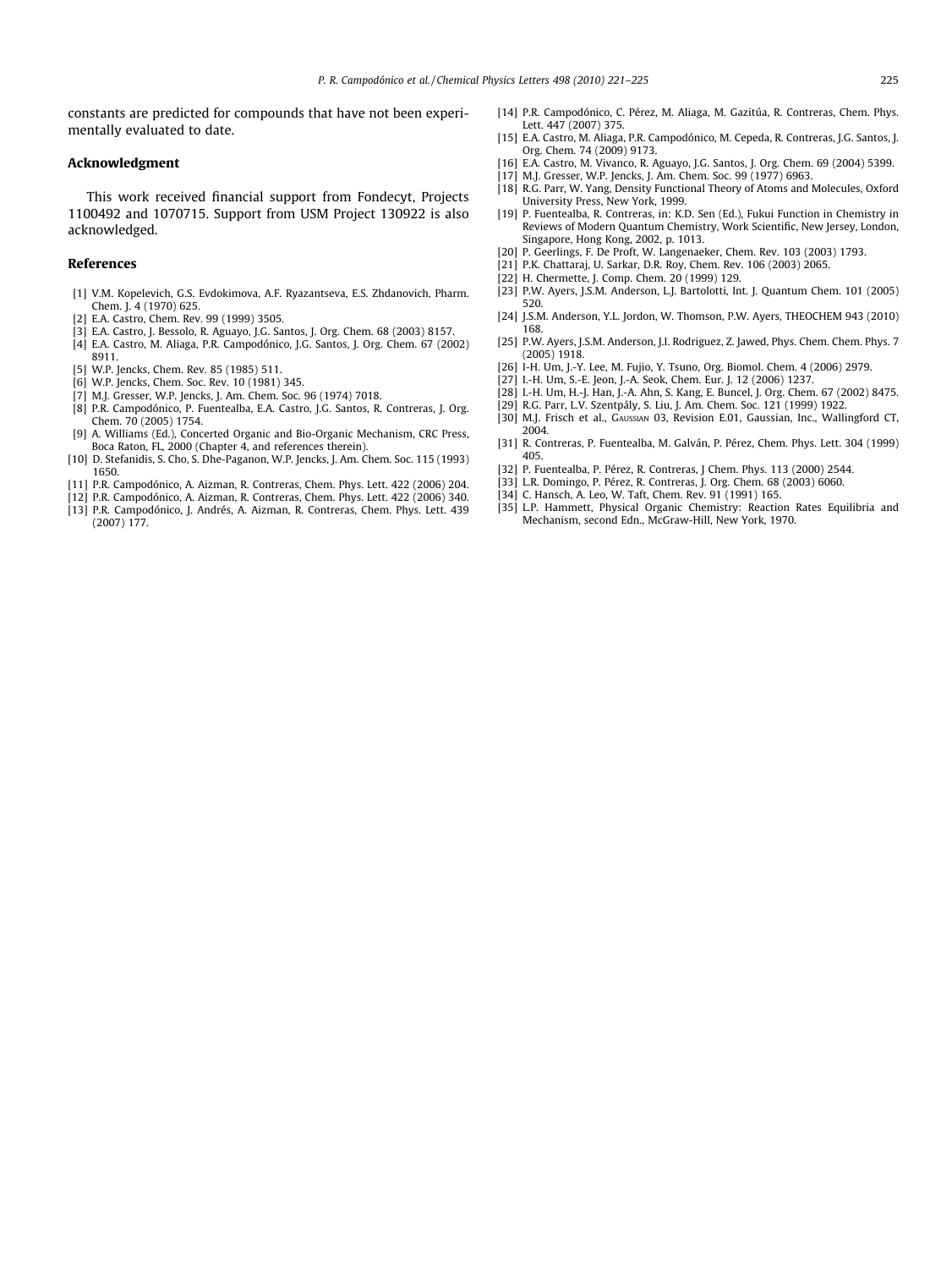constants are predicted for compounds that have not been experimentally evaluated to date.

## Acknowledgment

This work received financial support from Fondecyt, Projects 1100492 and 1070715. Support from USM Project 130922 is also acknowledged.

## References

[1] V.M. Kopelevich, G.S. Evdokimova, A.F. Ryazantseva, E.S. Zhdanovich, Pharm. Chem. J. 4 (1970) 625.
[2] E.A. Castro, Chem. Rev. 99 (1999) 3505.
[3] E.A. Castro, J. Bessolo, R. Aguayo, J.G. Santos, J. Org. Chem. 68 (2003) 8157.
[4] E.A. Castro, M. Aliaga, P.R. Campodónico, J.G. Santos, J. Org. Chem. 67 (2002) 8911.
[5] W.P. Jencks, Chem. Rev. 85 (1985) 511.
[6] W.P. Jencks, Chem. Soc. Rev. 10 (1981) 345.
[7] M.J. Gresser, W.P. Jencks, J. Am. Chem. Soc. 96 (1974) 7018.
[8] P.R. Campodónico, P. Fuentealba, E.A. Castro, J.G. Santos, R. Contreras, J. Org. Chem. 70 (2005) 1754.
[9] A. Williams (Ed.), Concerted Organic and Bio-Organic Mechanism, CRC Press, Boca Raton, FL, 2000 (Chapter 4, and references therein).
[10] D. Stefanidis, S. Cho, S. Dhe-Paganon, W.P. Jencks, J. Am. Chem. Soc. 115 (1993) 1650.
[11] P.R. Campodónico, A. Aizman, R. Contreras, Chem. Phys. Lett. 422 (2006) 204.
[12] P.R. Campodónico, A. Aizman, R. Contreras, Chem. Phys. Lett. 422 (2006) 340.
[13] P.R. Campodónico, J. Andrés, A. Aizman, R. Contreras, Chem. Phys. Lett. 439 (2007) 177.
[14] P.R. Campodónico, C. Pérez, M. Aliaga, M. Gazitúa, R. Contreras, Chem. Phys. Lett. 447 (2007) 375.
[15] E.A. Castro, M. Aliaga, P.R. Campodónico, M. Cepeda, R. Contreras, J.G. Santos, J. Org. Chem. 74 (2009) 9173.
[16] E.A. Castro, M. Vivanco, R. Aguayo, J.G. Santos, J. Org. Chem. 69 (2004) 5399.
[17] M.J. Gresser, W.P. Jencks, J. Am. Chem. Soc. 99 (1977) 6963.
[18] R.G. Parr, W. Yang, Density Functional Theory of Atoms and Molecules, Oxford University Press, New York, 1999.
[19] P. Fuentealba, R. Contreras, in: K.D. Sen (Ed.), Fukui Function in Chemistry in Reviews of Modern Quantum Chemistry, Work Scientific, New Jersey, London, Singapore, Hong Kong, 2002, p. 1013.
[20] P. Geerlings, F. De Proft, W. Langenaeker, Chem. Rev. 103 (2003) 1793.
[21] P.K. Chattaraj, U. Sarkar, D.R. Roy, Chem. Rev. 106 (2003) 2065.
[22] H. Chermette, J. Comp. Chem. 20 (1999) 129.
[23] P.W. Ayers, J.S.M. Anderson, L.J. Bartolotti, Int. J. Quantum Chem. 101 (2005) 520.
[24] J.S.M. Anderson, Y.L. Jordon, W. Thomson, P.W. Ayers, THEOCHEM 943 (2010) 168.
[25] P.W. Ayers, J.S.M. Anderson, J.I. Rodriguez, Z. Jawed, Phys. Chem. Chem. Phys. 7 (2005) 1918.
[26] I-H. Um, J.-Y. Lee, M. Fujio, Y. Tsuno, Org. Biomol. Chem. 4 (2006) 2979.
[27] I.-H. Um, S.-E. Jeon, J.-A. Seok, Chem. Eur. J. 12 (2006) 1237.
[28] I.-H. Um, H.-J. Han, J.-A. Ahn, S. Kang, E. Buncel, J. Org. Chem. 67 (2002) 8475.
[29] R.G. Parr, L.V. Szentpály, S. Liu, J. Am. Chem. Soc. 121 (1999) 1922.
[30] M.J. Frisch et al., Gaussian 03, Revision E.01, Gaussian, Inc., Wallingford CT, 2004.
[31] R. Contreras, P. Fuentealba, M. Galván, P. Pérez, Chem. Phys. Lett. 304 (1999) 405.
[32] P. Fuentealba, P. Pérez, R. Contreras, J Chem. Phys. 113 (2000) 2544.
[33] L.R. Domingo, P. Pérez, R. Contreras, J. Org. Chem. 68 (2003) 6060.
[34] C. Hansch, A. Leo, W. Taft, Chem. Rev. 91 (1991) 165.
[35] L.P. Hammett, Physical Organic Chemistry: Reaction Rates Equilibria and Mechanism, second Edn., McGraw-Hill, New York, 1970.